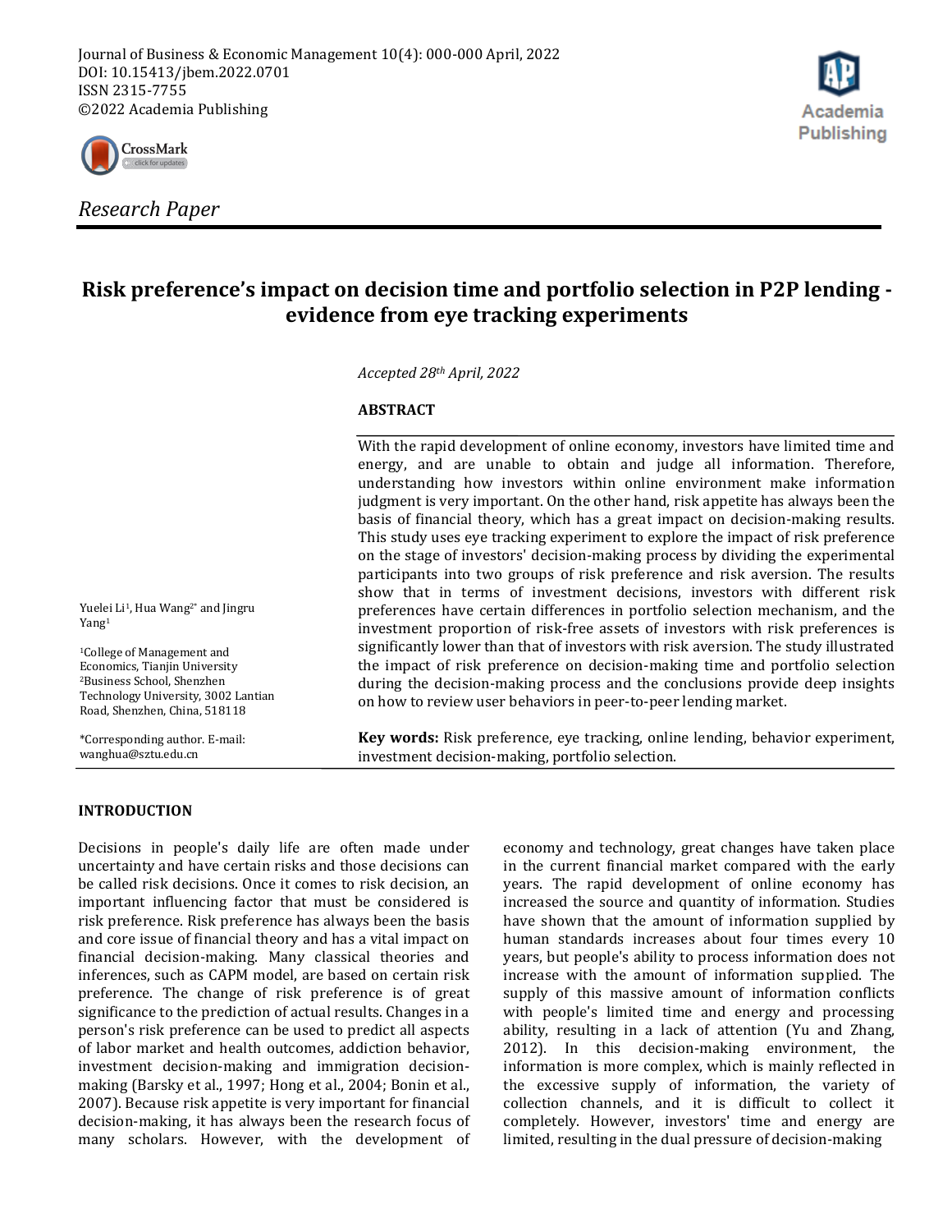Journal of Business & Economic Management 10(4): 000-000 April, 2022
DOI: 10.15413/jbem.2022.0701
ISSN 2315-7755
©2022 Academia Publishing

*Research Paper*

# Risk preference's impact on decision time and portfolio selection in P2P lending - evidence from eye tracking experiments

*Accepted 28th April, 2022*

Yuelei Li[1], Hua Wang[2*] and Jingru Yang[1]

[1]College of Management and Economics, Tianjin University
[2]Business School, Shenzhen Technology University, 3002 Lantian Road, Shenzhen, China, 518118

*Corresponding author. E-mail: wanghua@sztu.edu.cn

## ABSTRACT

With the rapid development of online economy, investors have limited time and energy, and are unable to obtain and judge all information. Therefore, understanding how investors within online environment make information judgment is very important. On the other hand, risk appetite has always been the basis of financial theory, which has a great impact on decision-making results. This study uses eye tracking experiment to explore the impact of risk preference on the stage of investors' decision-making process by dividing the experimental participants into two groups of risk preference and risk aversion. The results show that in terms of investment decisions, investors with different risk preferences have certain differences in portfolio selection mechanism, and the investment proportion of risk-free assets of investors with risk preferences is significantly lower than that of investors with risk aversion. The study illustrated the impact of risk preference on decision-making time and portfolio selection during the decision-making process and the conclusions provide deep insights on how to review user behaviors in peer-to-peer lending market.

**Key words:** Risk preference, eye tracking, online lending, behavior experiment, investment decision-making, portfolio selection.

## INTRODUCTION

Decisions in people's daily life are often made under uncertainty and have certain risks and those decisions can be called risk decisions. Once it comes to risk decision, an important influencing factor that must be considered is risk preference. Risk preference has always been the basis and core issue of financial theory and has a vital impact on financial decision-making. Many classical theories and inferences, such as CAPM model, are based on certain risk preference. The change of risk preference is of great significance to the prediction of actual results. Changes in a person's risk preference can be used to predict all aspects of labor market and health outcomes, addiction behavior, investment decision-making and immigration decision-making (Barsky et al., 1997; Hong et al., 2004; Bonin et al., 2007). Because risk appetite is very important for financial decision-making, it has always been the research focus of many scholars. However, with the development of economy and technology, great changes have taken place in the current financial market compared with the early years. The rapid development of online economy has increased the source and quantity of information. Studies have shown that the amount of information supplied by human standards increases about four times every 10 years, but people's ability to process information does not increase with the amount of information supplied. The supply of this massive amount of information conflicts with people's limited time and energy and processing ability, resulting in a lack of attention (Yu and Zhang, 2012). In this decision-making environment, the information is more complex, which is mainly reflected in the excessive supply of information, the variety of collection channels, and it is difficult to collect it completely. However, investors' time and energy are limited, resulting in the dual pressure of decision-making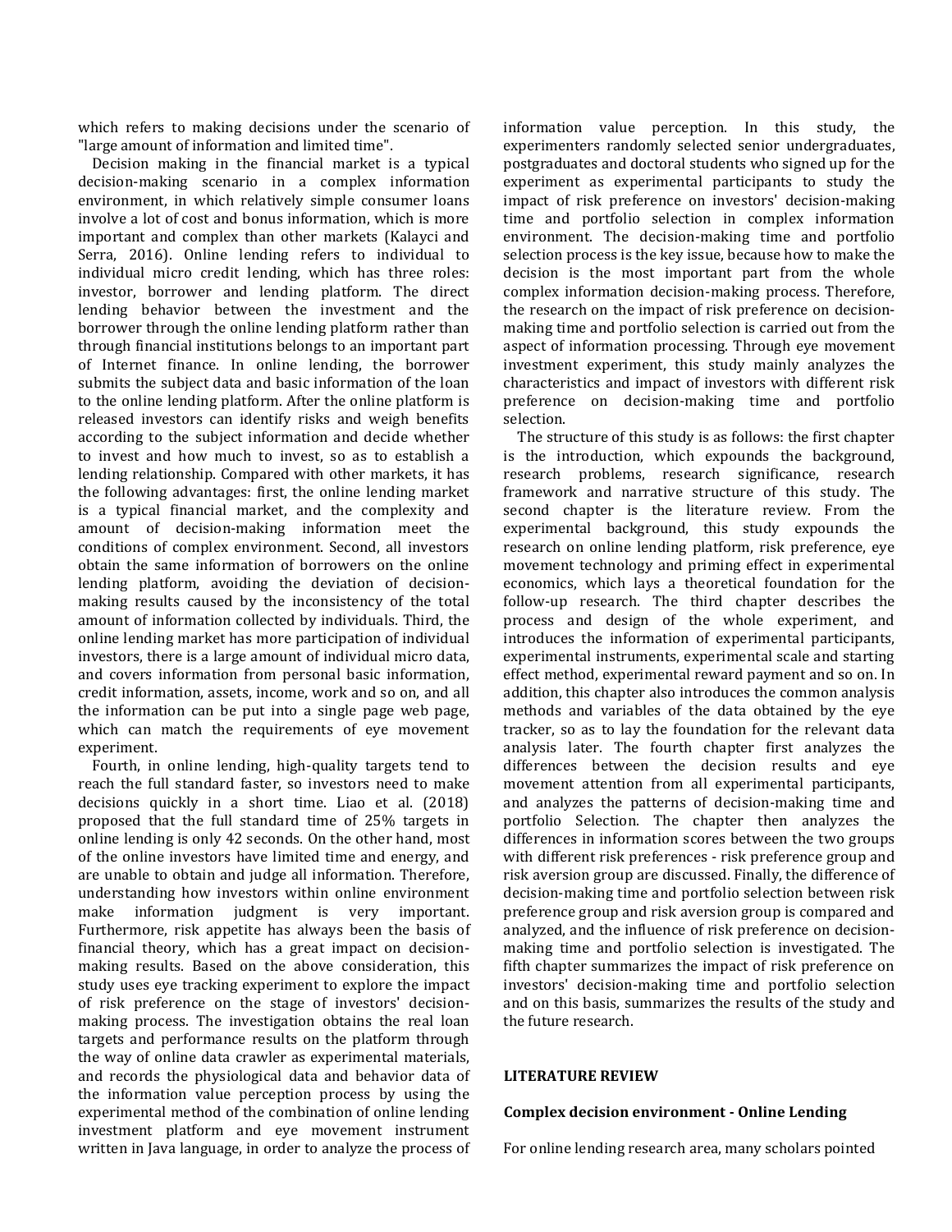which refers to making decisions under the scenario of "large amount of information and limited time".

Decision making in the financial market is a typical decision-making scenario in a complex information environment, in which relatively simple consumer loans involve a lot of cost and bonus information, which is more important and complex than other markets (Kalayci and Serra, 2016). Online lending refers to individual to individual micro credit lending, which has three roles: investor, borrower and lending platform. The direct lending behavior between the investment and the borrower through the online lending platform rather than through financial institutions belongs to an important part of Internet finance. In online lending, the borrower submits the subject data and basic information of the loan to the online lending platform. After the online platform is released investors can identify risks and weigh benefits according to the subject information and decide whether to invest and how much to invest, so as to establish a lending relationship. Compared with other markets, it has the following advantages: first, the online lending market is a typical financial market, and the complexity and amount of decision-making information meet the conditions of complex environment. Second, all investors obtain the same information of borrowers on the online lending platform, avoiding the deviation of decision-making results caused by the inconsistency of the total amount of information collected by individuals. Third, the online lending market has more participation of individual investors, there is a large amount of individual micro data, and covers information from personal basic information, credit information, assets, income, work and so on, and all the information can be put into a single page web page, which can match the requirements of eye movement experiment.

Fourth, in online lending, high-quality targets tend to reach the full standard faster, so investors need to make decisions quickly in a short time. Liao et al. (2018) proposed that the full standard time of 25% targets in online lending is only 42 seconds. On the other hand, most of the online investors have limited time and energy, and are unable to obtain and judge all information. Therefore, understanding how investors within online environment make information judgment is very important. Furthermore, risk appetite has always been the basis of financial theory, which has a great impact on decision-making results. Based on the above consideration, this study uses eye tracking experiment to explore the impact of risk preference on the stage of investors' decision-making process. The investigation obtains the real loan targets and performance results on the platform through the way of online data crawler as experimental materials, and records the physiological data and behavior data of the information value perception process by using the experimental method of the combination of online lending investment platform and eye movement instrument written in Java language, in order to analyze the process of information value perception. In this study, the experimenters randomly selected senior undergraduates, postgraduates and doctoral students who signed up for the experiment as experimental participants to study the impact of risk preference on investors' decision-making time and portfolio selection in complex information environment. The decision-making time and portfolio selection process is the key issue, because how to make the decision is the most important part from the whole complex information decision-making process. Therefore, the research on the impact of risk preference on decision-making time and portfolio selection is carried out from the aspect of information processing. Through eye movement investment experiment, this study mainly analyzes the characteristics and impact of investors with different risk preference on decision-making time and portfolio selection.

The structure of this study is as follows: the first chapter is the introduction, which expounds the background, research problems, research significance, research framework and narrative structure of this study. The second chapter is the literature review. From the experimental background, this study expounds the research on online lending platform, risk preference, eye movement technology and priming effect in experimental economics, which lays a theoretical foundation for the follow-up research. The third chapter describes the process and design of the whole experiment, and introduces the information of experimental participants, experimental instruments, experimental scale and starting effect method, experimental reward payment and so on. In addition, this chapter also introduces the common analysis methods and variables of the data obtained by the eye tracker, so as to lay the foundation for the relevant data analysis later. The fourth chapter first analyzes the differences between the decision results and eye movement attention from all experimental participants, and analyzes the patterns of decision-making time and portfolio Selection. The chapter then analyzes the differences in information scores between the two groups with different risk preferences - risk preference group and risk aversion group are discussed. Finally, the difference of decision-making time and portfolio selection between risk preference group and risk aversion group is compared and analyzed, and the influence of risk preference on decision-making time and portfolio selection is investigated. The fifth chapter summarizes the impact of risk preference on investors' decision-making time and portfolio selection and on this basis, summarizes the results of the study and the future research.

## LITERATURE REVIEW

### Complex decision environment - Online Lending

For online lending research area, many scholars pointed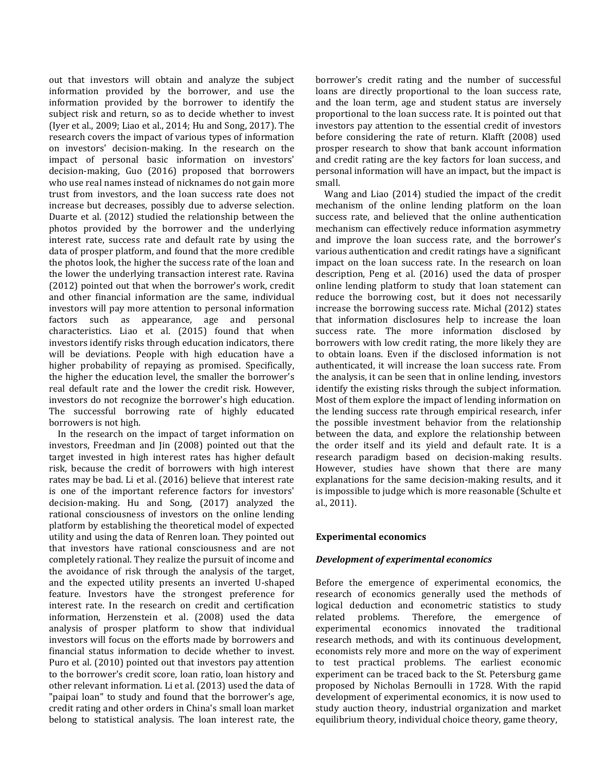out that investors will obtain and analyze the subject information provided by the borrower, and use the information provided by the borrower to identify the subject risk and return, so as to decide whether to invest (Iyer et al., 2009; Liao et al., 2014; Hu and Song, 2017). The research covers the impact of various types of information on investors' decision-making. In the research on the impact of personal basic information on investors' decision-making, Guo (2016) proposed that borrowers who use real names instead of nicknames do not gain more trust from investors, and the loan success rate does not increase but decreases, possibly due to adverse selection. Duarte et al. (2012) studied the relationship between the photos provided by the borrower and the underlying interest rate, success rate and default rate by using the data of prosper platform, and found that the more credible the photos look, the higher the success rate of the loan and the lower the underlying transaction interest rate. Ravina (2012) pointed out that when the borrower's work, credit and other financial information are the same, individual investors will pay more attention to personal information factors such as appearance, age and personal characteristics. Liao et al. (2015) found that when investors identify risks through education indicators, there will be deviations. People with high education have a higher probability of repaying as promised. Specifically, the higher the education level, the smaller the borrower's real default rate and the lower the credit risk. However, investors do not recognize the borrower's high education. The successful borrowing rate of highly educated borrowers is not high.

In the research on the impact of target information on investors, Freedman and Jin (2008) pointed out that the target invested in high interest rates has higher default risk, because the credit of borrowers with high interest rates may be bad. Li et al. (2016) believe that interest rate is one of the important reference factors for investors' decision-making. Hu and Song, (2017) analyzed the rational consciousness of investors on the online lending platform by establishing the theoretical model of expected utility and using the data of Renren loan. They pointed out that investors have rational consciousness and are not completely rational. They realize the pursuit of income and the avoidance of risk through the analysis of the target, and the expected utility presents an inverted U-shaped feature. Investors have the strongest preference for interest rate. In the research on credit and certification information, Herzenstein et al. (2008) used the data analysis of prosper platform to show that individual investors will focus on the efforts made by borrowers and financial status information to decide whether to invest. Puro et al. (2010) pointed out that investors pay attention to the borrower's credit score, loan ratio, loan history and other relevant information. Li et al. (2013) used the data of "paipai loan" to study and found that the borrower's age, credit rating and other orders in China's small loan market belong to statistical analysis. The loan interest rate, the borrower's credit rating and the number of successful loans are directly proportional to the loan success rate, and the loan term, age and student status are inversely proportional to the loan success rate. It is pointed out that investors pay attention to the essential credit of investors before considering the rate of return. Klafft (2008) used prosper research to show that bank account information and credit rating are the key factors for loan success, and personal information will have an impact, but the impact is small.

Wang and Liao (2014) studied the impact of the credit mechanism of the online lending platform on the loan success rate, and believed that the online authentication mechanism can effectively reduce information asymmetry and improve the loan success rate, and the borrower's various authentication and credit ratings have a significant impact on the loan success rate. In the research on loan description, Peng et al. (2016) used the data of prosper online lending platform to study that loan statement can reduce the borrowing cost, but it does not necessarily increase the borrowing success rate. Michal (2012) states that information disclosures help to increase the loan success rate. The more information disclosed by borrowers with low credit rating, the more likely they are to obtain loans. Even if the disclosed information is not authenticated, it will increase the loan success rate. From the analysis, it can be seen that in online lending, investors identify the existing risks through the subject information. Most of them explore the impact of lending information on the lending success rate through empirical research, infer the possible investment behavior from the relationship between the data, and explore the relationship between the order itself and its yield and default rate. It is a research paradigm based on decision-making results. However, studies have shown that there are many explanations for the same decision-making results, and it is impossible to judge which is more reasonable (Schulte et al., 2011).

## Experimental economics

### *Development of experimental economics*

Before the emergence of experimental economics, the research of economics generally used the methods of logical deduction and econometric statistics to study related problems. Therefore, the emergence of experimental economics innovated the traditional research methods, and with its continuous development, economists rely more and more on the way of experiment to test practical problems. The earliest economic experiment can be traced back to the St. Petersburg game proposed by Nicholas Bernoulli in 1728. With the rapid development of experimental economics, it is now used to study auction theory, industrial organization and market equilibrium theory, individual choice theory, game theory,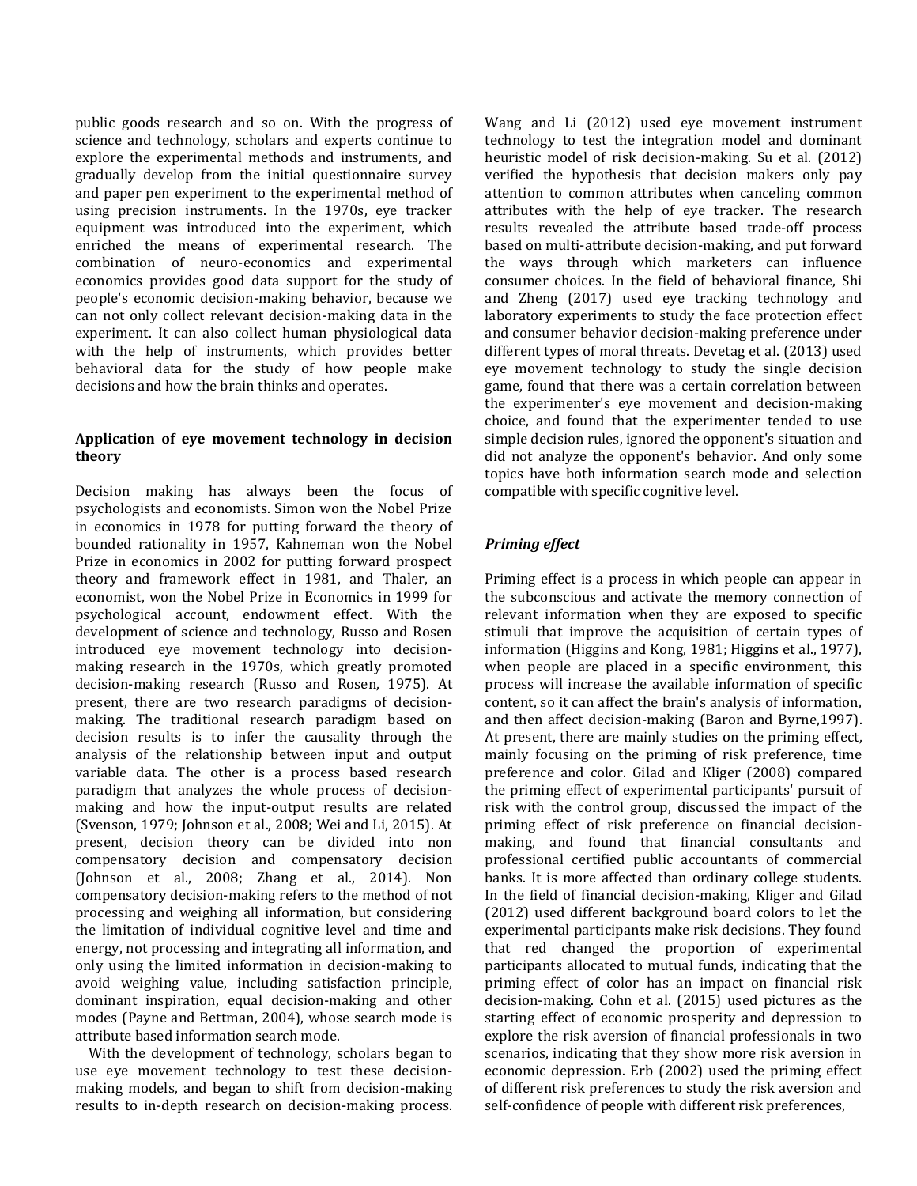public goods research and so on. With the progress of science and technology, scholars and experts continue to explore the experimental methods and instruments, and gradually develop from the initial questionnaire survey and paper pen experiment to the experimental method of using precision instruments. In the 1970s, eye tracker equipment was introduced into the experiment, which enriched the means of experimental research. The combination of neuro-economics and experimental economics provides good data support for the study of people's economic decision-making behavior, because we can not only collect relevant decision-making data in the experiment. It can also collect human physiological data with the help of instruments, which provides better behavioral data for the study of how people make decisions and how the brain thinks and operates.

## Application of eye movement technology in decision theory

Decision making has always been the focus of psychologists and economists. Simon won the Nobel Prize in economics in 1978 for putting forward the theory of bounded rationality in 1957, Kahneman won the Nobel Prize in economics in 2002 for putting forward prospect theory and framework effect in 1981, and Thaler, an economist, won the Nobel Prize in Economics in 1999 for psychological account, endowment effect. With the development of science and technology, Russo and Rosen introduced eye movement technology into decision-making research in the 1970s, which greatly promoted decision-making research (Russo and Rosen, 1975). At present, there are two research paradigms of decision-making. The traditional research paradigm based on decision results is to infer the causality through the analysis of the relationship between input and output variable data. The other is a process based research paradigm that analyzes the whole process of decision-making and how the input-output results are related (Svenson, 1979; Johnson et al., 2008; Wei and Li, 2015). At present, decision theory can be divided into non compensatory decision and compensatory decision (Johnson et al., 2008; Zhang et al., 2014). Non compensatory decision-making refers to the method of not processing and weighing all information, but considering the limitation of individual cognitive level and time and energy, not processing and integrating all information, and only using the limited information in decision-making to avoid weighing value, including satisfaction principle, dominant inspiration, equal decision-making and other modes (Payne and Bettman, 2004), whose search mode is attribute based information search mode.

With the development of technology, scholars began to use eye movement technology to test these decision-making models, and began to shift from decision-making results to in-depth research on decision-making process. Wang and Li (2012) used eye movement instrument technology to test the integration model and dominant heuristic model of risk decision-making. Su et al. (2012) verified the hypothesis that decision makers only pay attention to common attributes when canceling common attributes with the help of eye tracker. The research results revealed the attribute based trade-off process based on multi-attribute decision-making, and put forward the ways through which marketers can influence consumer choices. In the field of behavioral finance, Shi and Zheng (2017) used eye tracking technology and laboratory experiments to study the face protection effect and consumer behavior decision-making preference under different types of moral threats. Devetag et al. (2013) used eye movement technology to study the single decision game, found that there was a certain correlation between the experimenter's eye movement and decision-making choice, and found that the experimenter tended to use simple decision rules, ignored the opponent's situation and did not analyze the opponent's behavior. And only some topics have both information search mode and selection compatible with specific cognitive level.

### *Priming effect*

Priming effect is a process in which people can appear in the subconscious and activate the memory connection of relevant information when they are exposed to specific stimuli that improve the acquisition of certain types of information (Higgins and Kong, 1981; Higgins et al., 1977), when people are placed in a specific environment, this process will increase the available information of specific content, so it can affect the brain's analysis of information, and then affect decision-making (Baron and Byrne,1997). At present, there are mainly studies on the priming effect, mainly focusing on the priming of risk preference, time preference and color. Gilad and Kliger (2008) compared the priming effect of experimental participants' pursuit of risk with the control group, discussed the impact of the priming effect of risk preference on financial decision-making, and found that financial consultants and professional certified public accountants of commercial banks. It is more affected than ordinary college students. In the field of financial decision-making, Kliger and Gilad (2012) used different background board colors to let the experimental participants make risk decisions. They found that red changed the proportion of experimental participants allocated to mutual funds, indicating that the priming effect of color has an impact on financial risk decision-making. Cohn et al. (2015) used pictures as the starting effect of economic prosperity and depression to explore the risk aversion of financial professionals in two scenarios, indicating that they show more risk aversion in economic depression. Erb (2002) used the priming effect of different risk preferences to study the risk aversion and self-confidence of people with different risk preferences,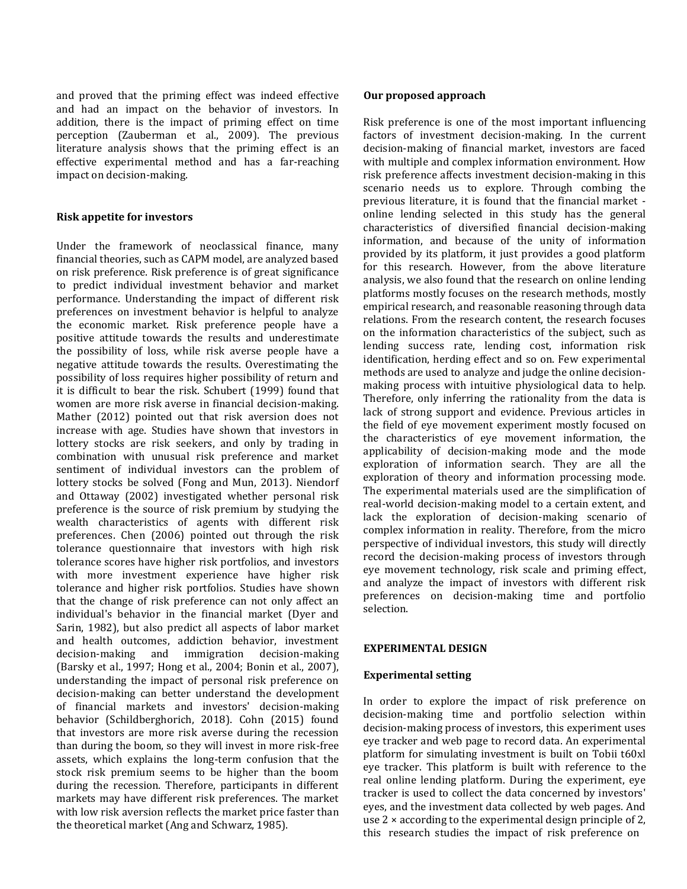and proved that the priming effect was indeed effective and had an impact on the behavior of investors. In addition, there is the impact of priming effect on time perception (Zauberman et al., 2009). The previous literature analysis shows that the priming effect is an effective experimental method and has a far-reaching impact on decision-making.

**Risk appetite for investors**

Under the framework of neoclassical finance, many financial theories, such as CAPM model, are analyzed based on risk preference. Risk preference is of great significance to predict individual investment behavior and market performance. Understanding the impact of different risk preferences on investment behavior is helpful to analyze the economic market. Risk preference people have a positive attitude towards the results and underestimate the possibility of loss, while risk averse people have a negative attitude towards the results. Overestimating the possibility of loss requires higher possibility of return and it is difficult to bear the risk. Schubert (1999) found that women are more risk averse in financial decision-making. Mather (2012) pointed out that risk aversion does not increase with age. Studies have shown that investors in lottery stocks are risk seekers, and only by trading in combination with unusual risk preference and market sentiment of individual investors can the problem of lottery stocks be solved (Fong and Mun, 2013). Niendorf and Ottaway (2002) investigated whether personal risk preference is the source of risk premium by studying the wealth characteristics of agents with different risk preferences. Chen (2006) pointed out through the risk tolerance questionnaire that investors with high risk tolerance scores have higher risk portfolios, and investors with more investment experience have higher risk tolerance and higher risk portfolios. Studies have shown that the change of risk preference can not only affect an individual's behavior in the financial market (Dyer and Sarin, 1982), but also predict all aspects of labor market and health outcomes, addiction behavior, investment decision-making and immigration decision-making (Barsky et al., 1997; Hong et al., 2004; Bonin et al., 2007), understanding the impact of personal risk preference on decision-making can better understand the development of financial markets and investors' decision-making behavior (Schildberghorich, 2018). Cohn (2015) found that investors are more risk averse during the recession than during the boom, so they will invest in more risk-free assets, which explains the long-term confusion that the stock risk premium seems to be higher than the boom during the recession. Therefore, participants in different markets may have different risk preferences. The market with low risk aversion reflects the market price faster than the theoretical market (Ang and Schwarz, 1985).

**Our proposed approach**

Risk preference is one of the most important influencing factors of investment decision-making. In the current decision-making of financial market, investors are faced with multiple and complex information environment. How risk preference affects investment decision-making in this scenario needs us to explore. Through combing the previous literature, it is found that the financial market - online lending selected in this study has the general characteristics of diversified financial decision-making information, and because of the unity of information provided by its platform, it just provides a good platform for this research. However, from the above literature analysis, we also found that the research on online lending platforms mostly focuses on the research methods, mostly empirical research, and reasonable reasoning through data relations. From the research content, the research focuses on the information characteristics of the subject, such as lending success rate, lending cost, information risk identification, herding effect and so on. Few experimental methods are used to analyze and judge the online decision-making process with intuitive physiological data to help. Therefore, only inferring the rationality from the data is lack of strong support and evidence. Previous articles in the field of eye movement experiment mostly focused on the characteristics of eye movement information, the applicability of decision-making mode and the mode exploration of information search. They are all the exploration of theory and information processing mode. The experimental materials used are the simplification of real-world decision-making model to a certain extent, and lack the exploration of decision-making scenario of complex information in reality. Therefore, from the micro perspective of individual investors, this study will directly record the decision-making process of investors through eye movement technology, risk scale and priming effect, and analyze the impact of investors with different risk preferences on decision-making time and portfolio selection.

**EXPERIMENTAL DESIGN**

**Experimental setting**

In order to explore the impact of risk preference on decision-making time and portfolio selection within decision-making process of investors, this experiment uses eye tracker and web page to record data. An experimental platform for simulating investment is built on Tobii t60xl eye tracker. This platform is built with reference to the real online lending platform. During the experiment, eye tracker is used to collect the data concerned by investors' eyes, and the investment data collected by web pages. And use 2 × according to the experimental design principle of 2, this research studies the impact of risk preference on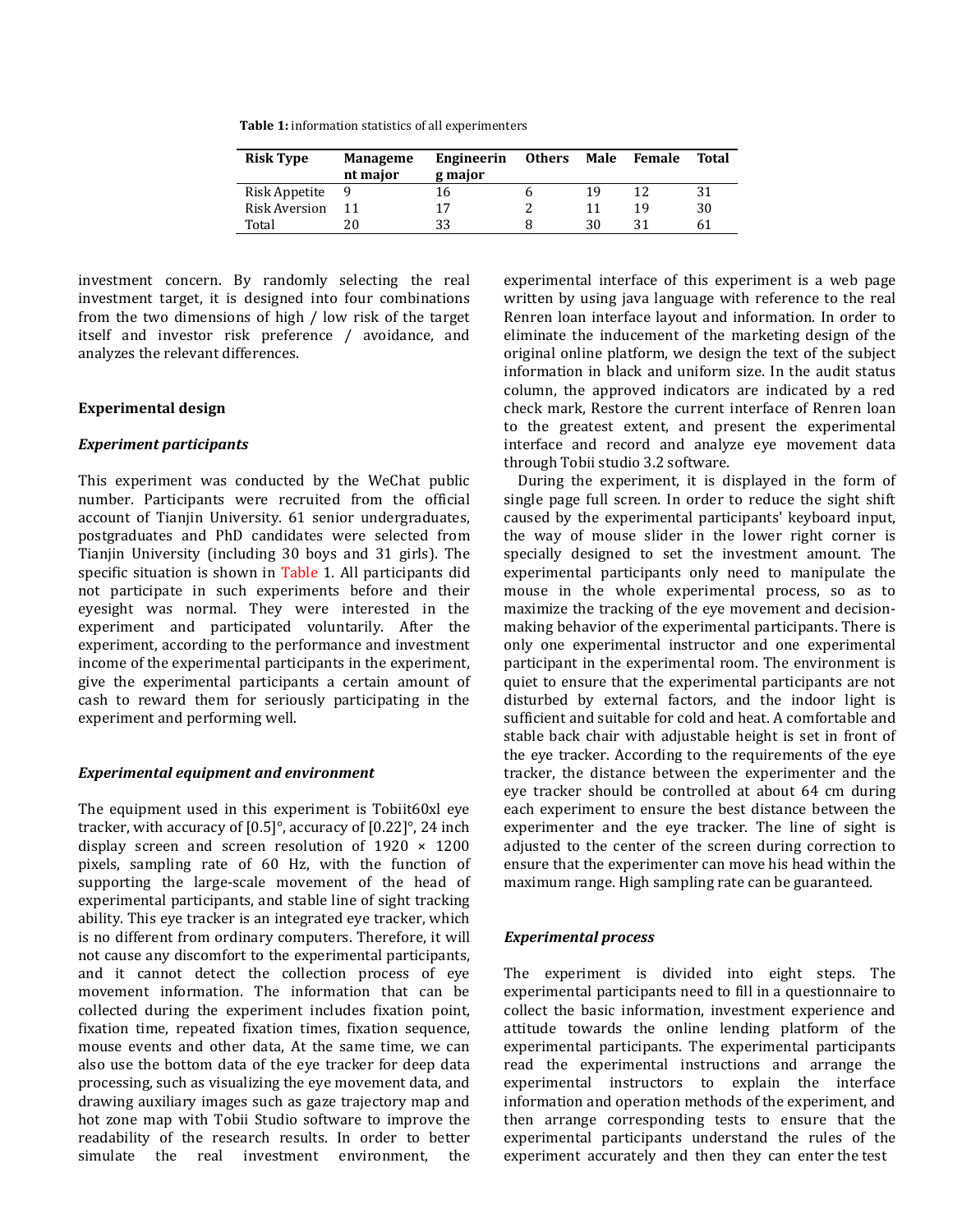**Table 1:** information statistics of all experimenters

| Risk Type | Management major | Engineering major | Others | Male | Female | Total |
|---|---|---|---|---|---|---|
| Risk Appetite | 9 | 16 | 6 | 19 | 12 | 31 |
| Risk Aversion | 11 | 17 | 2 | 11 | 19 | 30 |
| Total | 20 | 33 | 8 | 30 | 31 | 61 |

investment concern. By randomly selecting the real investment target, it is designed into four combinations from the two dimensions of high / low risk of the target itself and investor risk preference / avoidance, and analyzes the relevant differences.

## Experimental design

### *Experiment participants*

This experiment was conducted by the WeChat public number. Participants were recruited from the official account of Tianjin University. 61 senior undergraduates, postgraduates and PhD candidates were selected from Tianjin University (including 30 boys and 31 girls). The specific situation is shown in Table 1. All participants did not participate in such experiments before and their eyesight was normal. They were interested in the experiment and participated voluntarily. After the experiment, according to the performance and investment income of the experimental participants in the experiment, give the experimental participants a certain amount of cash to reward them for seriously participating in the experiment and performing well.

### *Experimental equipment and environment*

The equipment used in this experiment is Tobiit60xl eye tracker, with accuracy of [0.5]°, accuracy of [0.22]°, 24 inch display screen and screen resolution of 1920 × 1200 pixels, sampling rate of 60 Hz, with the function of supporting the large-scale movement of the head of experimental participants, and stable line of sight tracking ability. This eye tracker is an integrated eye tracker, which is no different from ordinary computers. Therefore, it will not cause any discomfort to the experimental participants, and it cannot detect the collection process of eye movement information. The information that can be collected during the experiment includes fixation point, fixation time, repeated fixation times, fixation sequence, mouse events and other data, At the same time, we can also use the bottom data of the eye tracker for deep data processing, such as visualizing the eye movement data, and drawing auxiliary images such as gaze trajectory map and hot zone map with Tobii Studio software to improve the readability of the research results. In order to better simulate the real investment environment, the experimental interface of this experiment is a web page written by using java language with reference to the real Renren loan interface layout and information. In order to eliminate the inducement of the marketing design of the original online platform, we design the text of the subject information in black and uniform size. In the audit status column, the approved indicators are indicated by a red check mark, Restore the current interface of Renren loan to the greatest extent, and present the experimental interface and record and analyze eye movement data through Tobii studio 3.2 software.

During the experiment, it is displayed in the form of single page full screen. In order to reduce the sight shift caused by the experimental participants' keyboard input, the way of mouse slider in the lower right corner is specially designed to set the investment amount. The experimental participants only need to manipulate the mouse in the whole experimental process, so as to maximize the tracking of the eye movement and decision-making behavior of the experimental participants. There is only one experimental instructor and one experimental participant in the experimental room. The environment is quiet to ensure that the experimental participants are not disturbed by external factors, and the indoor light is sufficient and suitable for cold and heat. A comfortable and stable back chair with adjustable height is set in front of the eye tracker. According to the requirements of the eye tracker, the distance between the experimenter and the eye tracker should be controlled at about 64 cm during each experiment to ensure the best distance between the experimenter and the eye tracker. The line of sight is adjusted to the center of the screen during correction to ensure that the experimenter can move his head within the maximum range. High sampling rate can be guaranteed.

### *Experimental process*

The experiment is divided into eight steps. The experimental participants need to fill in a questionnaire to collect the basic information, investment experience and attitude towards the online lending platform of the experimental participants. The experimental participants read the experimental instructions and arrange the experimental instructors to explain the interface information and operation methods of the experiment, and then arrange corresponding tests to ensure that the experimental participants understand the rules of the experiment accurately and then they can enter the test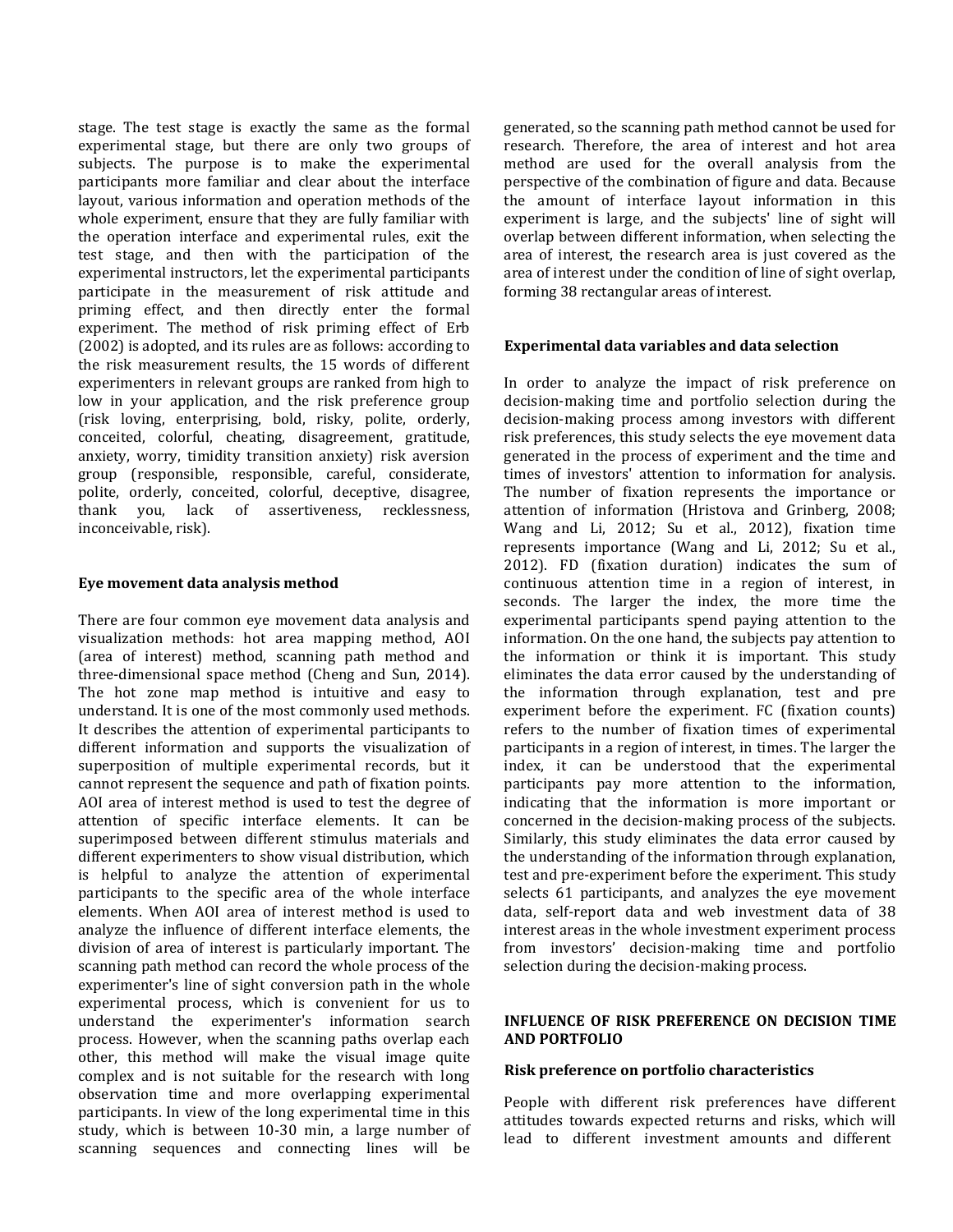stage. The test stage is exactly the same as the formal experimental stage, but there are only two groups of subjects. The purpose is to make the experimental participants more familiar and clear about the interface layout, various information and operation methods of the whole experiment, ensure that they are fully familiar with the operation interface and experimental rules, exit the test stage, and then with the participation of the experimental instructors, let the experimental participants participate in the measurement of risk attitude and priming effect, and then directly enter the formal experiment. The method of risk priming effect of Erb (2002) is adopted, and its rules are as follows: according to the risk measurement results, the 15 words of different experimenters in relevant groups are ranked from high to low in your application, and the risk preference group (risk loving, enterprising, bold, risky, polite, orderly, conceited, colorful, cheating, disagreement, gratitude, anxiety, worry, timidity transition anxiety) risk aversion group (responsible, responsible, careful, considerate, polite, orderly, conceited, colorful, deceptive, disagree, thank you, lack of assertiveness, recklessness, inconceivable, risk).

### Eye movement data analysis method

There are four common eye movement data analysis and visualization methods: hot area mapping method, AOI (area of interest) method, scanning path method and three-dimensional space method (Cheng and Sun, 2014). The hot zone map method is intuitive and easy to understand. It is one of the most commonly used methods. It describes the attention of experimental participants to different information and supports the visualization of superposition of multiple experimental records, but it cannot represent the sequence and path of fixation points. AOI area of interest method is used to test the degree of attention of specific interface elements. It can be superimposed between different stimulus materials and different experimenters to show visual distribution, which is helpful to analyze the attention of experimental participants to the specific area of the whole interface elements. When AOI area of interest method is used to analyze the influence of different interface elements, the division of area of interest is particularly important. The scanning path method can record the whole process of the experimenter's line of sight conversion path in the whole experimental process, which is convenient for us to understand the experimenter's information search process. However, when the scanning paths overlap each other, this method will make the visual image quite complex and is not suitable for the research with long observation time and more overlapping experimental participants. In view of the long experimental time in this study, which is between 10-30 min, a large number of scanning sequences and connecting lines will be generated, so the scanning path method cannot be used for research. Therefore, the area of interest and hot area method are used for the overall analysis from the perspective of the combination of figure and data. Because the amount of interface layout information in this experiment is large, and the subjects' line of sight will overlap between different information, when selecting the area of interest, the research area is just covered as the area of interest under the condition of line of sight overlap, forming 38 rectangular areas of interest.

### Experimental data variables and data selection

In order to analyze the impact of risk preference on decision-making time and portfolio selection during the decision-making process among investors with different risk preferences, this study selects the eye movement data generated in the process of experiment and the time and times of investors' attention to information for analysis. The number of fixation represents the importance or attention of information (Hristova and Grinberg, 2008; Wang and Li, 2012; Su et al., 2012), fixation time represents importance (Wang and Li, 2012; Su et al., 2012). FD (fixation duration) indicates the sum of continuous attention time in a region of interest, in seconds. The larger the index, the more time the experimental participants spend paying attention to the information. On the one hand, the subjects pay attention to the information or think it is important. This study eliminates the data error caused by the understanding of the information through explanation, test and pre experiment before the experiment. FC (fixation counts) refers to the number of fixation times of experimental participants in a region of interest, in times. The larger the index, it can be understood that the experimental participants pay more attention to the information, indicating that the information is more important or concerned in the decision-making process of the subjects. Similarly, this study eliminates the data error caused by the understanding of the information through explanation, test and pre-experiment before the experiment. This study selects 61 participants, and analyzes the eye movement data, self-report data and web investment data of 38 interest areas in the whole investment experiment process from investors' decision-making time and portfolio selection during the decision-making process.

## INFLUENCE OF RISK PREFERENCE ON DECISION TIME AND PORTFOLIO

### Risk preference on portfolio characteristics

People with different risk preferences have different attitudes towards expected returns and risks, which will lead to different investment amounts and different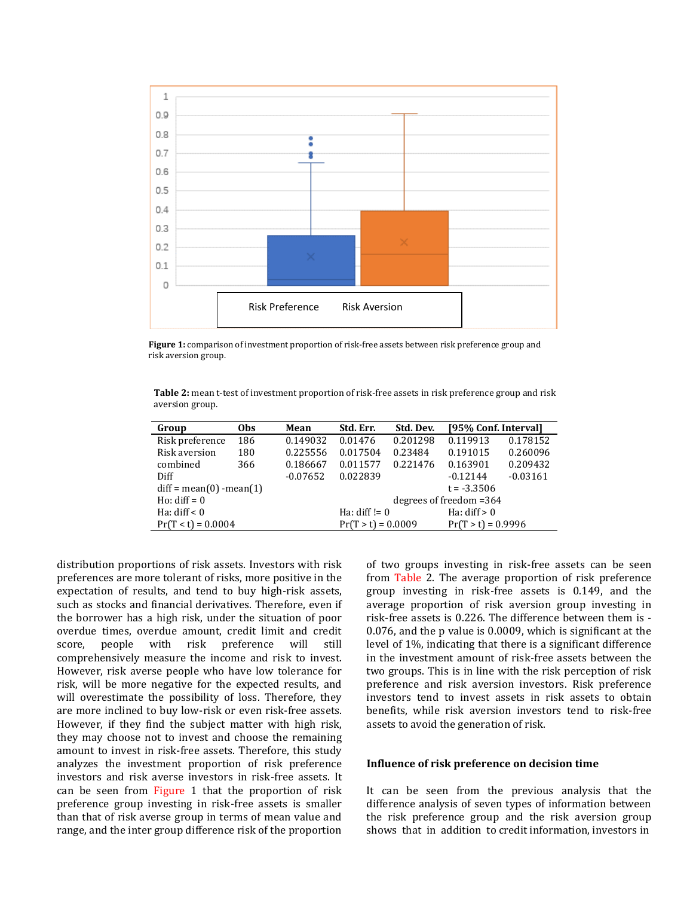**Figure 1:** comparison of investment proportion of risk-free assets between risk preference group and risk aversion group.

**Table 2:** mean t-test of investment proportion of risk-free assets in risk preference group and risk aversion group.

| Group | Obs | Mean | Std. Err. | Std. Dev. | [95% Conf. Interval] | |
|---|---|---|---|---|---|---|
| Risk preference | 186 | 0.149032 | 0.01476 | 0.201298 | 0.119913 | 0.178152 |
| Risk aversion | 180 | 0.225556 | 0.017504 | 0.23484 | 0.191015 | 0.260096 |
| combined | 366 | 0.186667 | 0.011577 | 0.221476 | 0.163901 | 0.209432 |
| Diff | | -0.07652 | 0.022839 | | -0.12144 | -0.03161 |
| diff = mean(0) -mean(1) | | | | | t = -3.3506 | |
| Ho: diff = 0 | | | | degrees of freedom =364 | | |
| Ha: diff < 0 | | | Ha: diff != 0 | | Ha: diff > 0 | |
| Pr(T < t) = 0.0004 | | | Pr(T > t) = 0.0009 | | Pr(T > t) = 0.9996 | |

distribution proportions of risk assets. Investors with risk preferences are more tolerant of risks, more positive in the expectation of results, and tend to buy high-risk assets, such as stocks and financial derivatives. Therefore, even if the borrower has a high risk, under the situation of poor overdue times, overdue amount, credit limit and credit score, people with risk preference will still comprehensively measure the income and risk to invest. However, risk averse people who have low tolerance for risk, will be more negative for the expected results, and will overestimate the possibility of loss. Therefore, they are more inclined to buy low-risk or even risk-free assets. However, if they find the subject matter with high risk, they may choose not to invest and choose the remaining amount to invest in risk-free assets. Therefore, this study analyzes the investment proportion of risk preference investors and risk averse investors in risk-free assets. It can be seen from Figure 1 that the proportion of risk preference group investing in risk-free assets is smaller than that of risk averse group in terms of mean value and range, and the inter group difference risk of the proportion of two groups investing in risk-free assets can be seen from Table 2. The average proportion of risk preference group investing in risk-free assets is 0.149, and the average proportion of risk aversion group investing in risk-free assets is 0.226. The difference between them is -0.076, and the p value is 0.0009, which is significant at the level of 1%, indicating that there is a significant difference in the investment amount of risk-free assets between the two groups. This is in line with the risk perception of risk preference and risk aversion investors. Risk preference investors tend to invest assets in risk assets to obtain benefits, while risk aversion investors tend to risk-free assets to avoid the generation of risk.

### Influence of risk preference on decision time

It can be seen from the previous analysis that the difference analysis of seven types of information between the risk preference group and the risk aversion group shows that in addition to credit information, investors in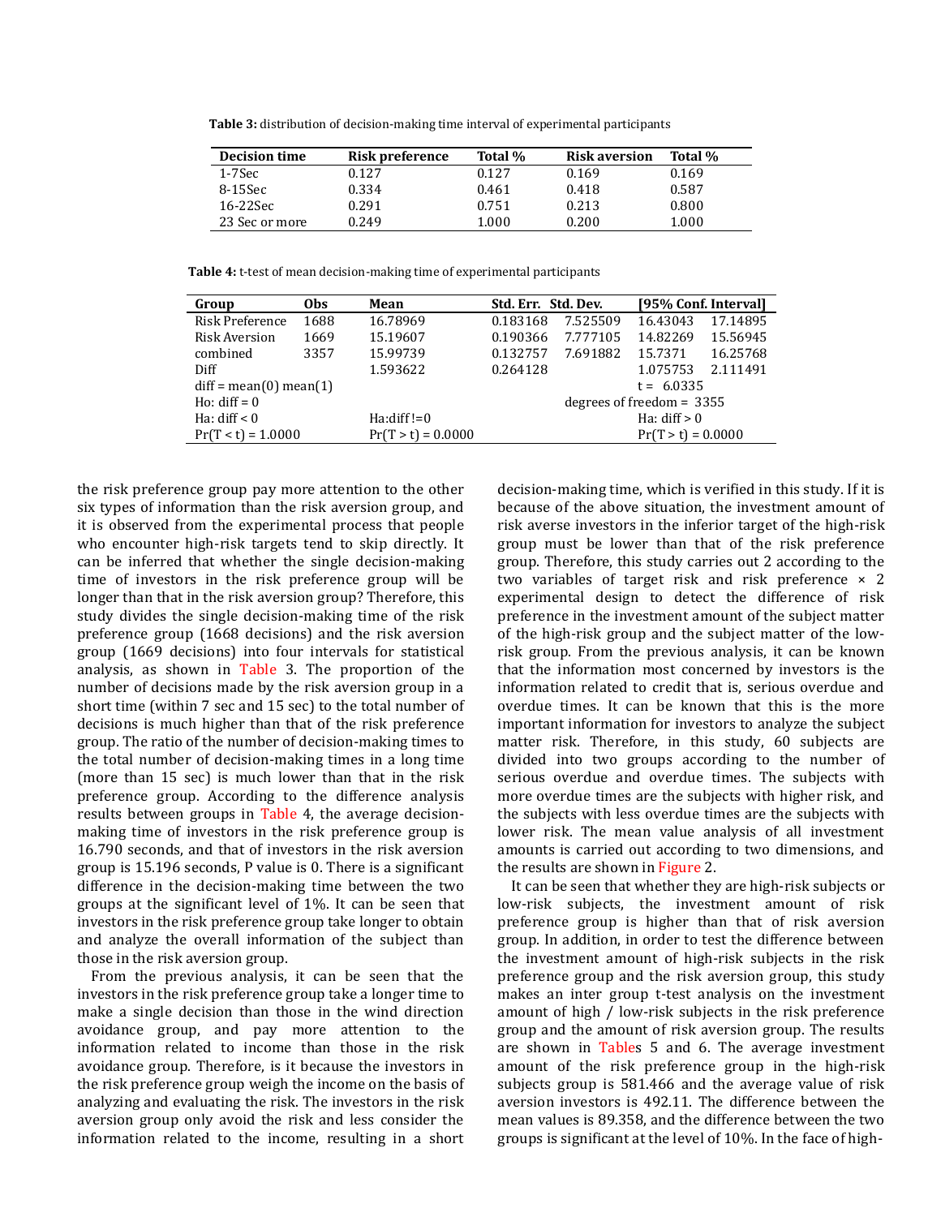**Table 3:** distribution of decision-making time interval of experimental participants

| Decision time | Risk preference | Total % | Risk aversion | Total % |
|---|---|---|---|---|
| 1-7Sec | 0.127 | 0.127 | 0.169 | 0.169 |
| 8-15Sec | 0.334 | 0.461 | 0.418 | 0.587 |
| 16-22Sec | 0.291 | 0.751 | 0.213 | 0.800 |
| 23 Sec or more | 0.249 | 1.000 | 0.200 | 1.000 |

**Table 4:** t-test of mean decision-making time of experimental participants

| Group | Obs | Mean | Std. Err. | Std. Dev. | [95% Conf. | Interval] |
|---|---|---|---|---|---|---|
| Risk Preference | 1688 | 16.78969 | 0.183168 | 7.525509 | 16.43043 | 17.14895 |
| Risk Aversion | 1669 | 15.19607 | 0.190366 | 7.777105 | 14.82269 | 15.56945 |
| combined | 3357 | 15.99739 | 0.132757 | 7.691882 | 15.7371 | 16.25768 |
| Diff | | 1.593622 | 0.264128 | | 1.075753 | 2.111491 |
| diff = mean(0) mean(1) | | | | | t = 6.0335 | |
| Ho: diff = 0 | | | | degrees of freedom = 3355 | | |
| Ha: diff < 0 | | Ha:diff !=0 | | | Ha: diff > 0 | |
| Pr(T < t) = 1.0000 | | Pr(T > t) = 0.0000 | | | Pr(T > t) = 0.0000 | |

the risk preference group pay more attention to the other six types of information than the risk aversion group, and it is observed from the experimental process that people who encounter high-risk targets tend to skip directly. It can be inferred that whether the single decision-making time of investors in the risk preference group will be longer than that in the risk aversion group? Therefore, this study divides the single decision-making time of the risk preference group (1668 decisions) and the risk aversion group (1669 decisions) into four intervals for statistical analysis, as shown in Table 3. The proportion of the number of decisions made by the risk aversion group in a short time (within 7 sec and 15 sec) to the total number of decisions is much higher than that of the risk preference group. The ratio of the number of decision-making times to the total number of decision-making times in a long time (more than 15 sec) is much lower than that in the risk preference group. According to the difference analysis results between groups in Table 4, the average decision-making time of investors in the risk preference group is 16.790 seconds, and that of investors in the risk aversion group is 15.196 seconds, P value is 0. There is a significant difference in the decision-making time between the two groups at the significant level of 1%. It can be seen that investors in the risk preference group take longer to obtain and analyze the overall information of the subject than those in the risk aversion group.

From the previous analysis, it can be seen that the investors in the risk preference group take a longer time to make a single decision than those in the wind direction avoidance group, and pay more attention to the information related to income than those in the risk avoidance group. Therefore, is it because the investors in the risk preference group weigh the income on the basis of analyzing and evaluating the risk. The investors in the risk aversion group only avoid the risk and less consider the information related to the income, resulting in a short decision-making time, which is verified in this study. If it is because of the above situation, the investment amount of risk averse investors in the inferior target of the high-risk group must be lower than that of the risk preference group. Therefore, this study carries out 2 according to the two variables of target risk and risk preference × 2 experimental design to detect the difference of risk preference in the investment amount of the subject matter of the high-risk group and the subject matter of the low-risk group. From the previous analysis, it can be known that the information most concerned by investors is the information related to credit that is, serious overdue and overdue times. It can be known that this is the more important information for investors to analyze the subject matter risk. Therefore, in this study, 60 subjects are divided into two groups according to the number of serious overdue and overdue times. The subjects with more overdue times are the subjects with higher risk, and the subjects with less overdue times are the subjects with lower risk. The mean value analysis of all investment amounts is carried out according to two dimensions, and the results are shown in Figure 2.

It can be seen that whether they are high-risk subjects or low-risk subjects, the investment amount of risk preference group is higher than that of risk aversion group. In addition, in order to test the difference between the investment amount of high-risk subjects in the risk preference group and the risk aversion group, this study makes an inter group t-test analysis on the investment amount of high / low-risk subjects in the risk preference group and the amount of risk aversion group. The results are shown in Tables 5 and 6. The average investment amount of the risk preference group in the high-risk subjects group is 581.466 and the average value of risk aversion investors is 492.11. The difference between the mean values is 89.358, and the difference between the two groups is significant at the level of 10%. In the face of high-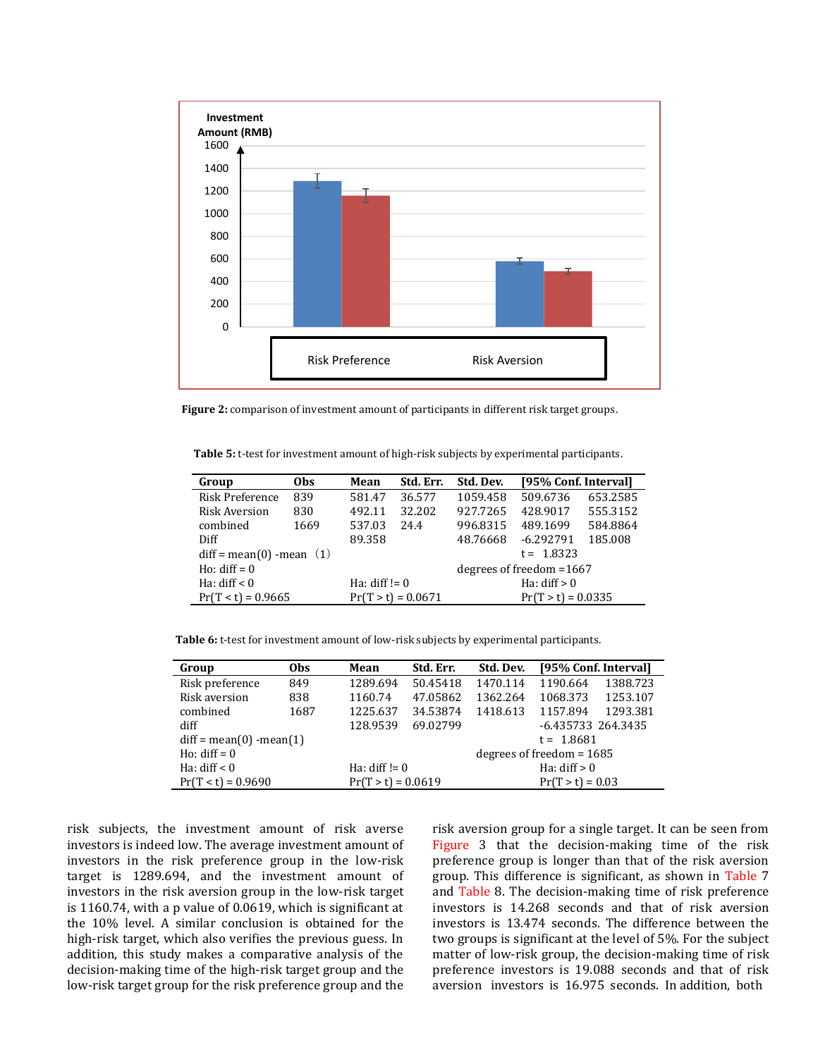Figure 2: comparison of investment amount of participants in different risk target groups.

**Table 5:** t-test for investment amount of high-risk subjects by experimental participants.

| Group | Obs | Mean | Std. Err. | Std. Dev. | [95% Conf. Interval] | |
|---|---|---|---|---|---|---|
| Risk Preference | 839 | 581.47 | 36.577 | 1059.458 | 509.6736 | 653.2585 |
| Risk Aversion | 830 | 492.11 | 32.202 | 927.7265 | 428.9017 | 555.3152 |
| combined | 1669 | 537.03 | 24.4 | 996.8315 | 489.1699 | 584.8864 |
| Diff | | 89.358 | | 48.76668 | -6.292791 | 185.008 |
| diff = mean(0) -mean（1) | | | | | t = 1.8323 | |
| Ho: diff = 0 | | | | degrees of freedom =1667 | | |
| Ha: diff < 0 | | Ha: diff != 0 | | | Ha: diff > 0 | |
| Pr(T < t) = 0.9665 | | Pr(T > t) = 0.0671 | | | Pr(T > t) = 0.0335 | |

**Table 6:** t-test for investment amount of low-risk subjects by experimental participants.

| Group | Obs | Mean | Std. Err. | Std. Dev. | [95% Conf. Interval] | |
|---|---|---|---|---|---|---|
| Risk preference | 849 | 1289.694 | 50.45418 | 1470.114 | 1190.664 | 1388.723 |
| Risk aversion | 838 | 1160.74 | 47.05862 | 1362.264 | 1068.373 | 1253.107 |
| combined | 1687 | 1225.637 | 34.53874 | 1418.613 | 1157.894 | 1293.381 |
| diff | | 128.9539 | 69.02799 | | -6.435733 | 264.3435 |
| diff = mean(0) -mean(1) | | | | | t = 1.8681 | |
| Ho: diff = 0 | | | | degrees of freedom = 1685 | | |
| Ha: diff < 0 | | Ha: diff != 0 | | | Ha: diff > 0 | |
| Pr(T < t) = 0.9690 | | Pr(T > t) = 0.0619 | | | Pr(T > t) = 0.03 | |

risk subjects, the investment amount of risk averse investors is indeed low. The average investment amount of investors in the risk preference group in the low-risk target is 1289.694, and the investment amount of investors in the risk aversion group in the low-risk target is 1160.74, with a p value of 0.0619, which is significant at the 10% level. A similar conclusion is obtained for the high-risk target, which also verifies the previous guess. In addition, this study makes a comparative analysis of the decision-making time of the high-risk target group and the low-risk target group for the risk preference group and the risk aversion group for a single target. It can be seen from Figure 3 that the decision-making time of the risk preference group is longer than that of the risk aversion group. This difference is significant, as shown in Table 7 and Table 8. The decision-making time of risk preference investors is 14.268 seconds and that of risk aversion investors is 13.474 seconds. The difference between the two groups is significant at the level of 5%. For the subject matter of low-risk group, the decision-making time of risk preference investors is 19.088 seconds and that of risk aversion investors is 16.975 seconds. In addition, both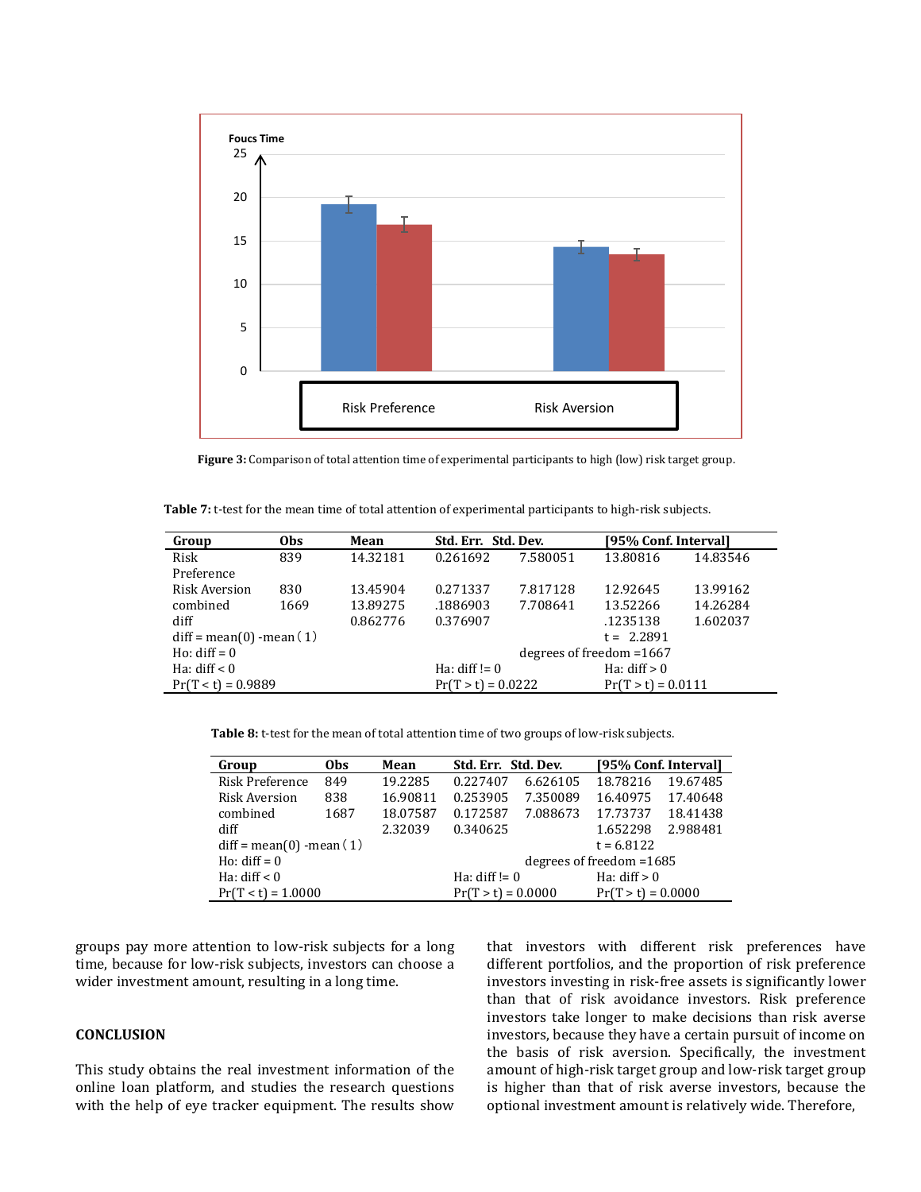Foucs Time

Figure 3: Comparison of total attention time of experimental participants to high (low) risk target group.

**Table 7:** t-test for the mean time of total attention of experimental participants to high-risk subjects.

| Group | Obs | Mean | Std. Err. | Std. Dev. | [95% Conf. Interval] | |
|---|---|---|---|---|---|---|
| Risk Preference | 839 | 14.32181 | 0.261692 | 7.580051 | 13.80816 | 14.83546 |
| Risk Aversion | 830 | 13.45904 | 0.271337 | 7.817128 | 12.92645 | 13.99162 |
| combined | 1669 | 13.89275 | .1886903 | 7.708641 | 13.52266 | 14.26284 |
| diff | | 0.862776 | 0.376907 | | .1235138 | 1.602037 |
| diff = mean(0) -mean（1） | | | | | t = 2.2891 | |
| Ho: diff = 0 | | | | degrees of freedom =1667 | | |
| Ha: diff < 0 | | | Ha: diff != 0 | | Ha: diff > 0 | |
| Pr(T < t) = 0.9889 | | | Pr(T > t) = 0.0222 | | Pr(T > t) = 0.0111 | |

**Table 8:** t-test for the mean of total attention time of two groups of low-risk subjects.

| Group | Obs | Mean | Std. Err. | Std. Dev. | [95% Conf. Interval] | |
|---|---|---|---|---|---|---|
| Risk Preference | 849 | 19.2285 | 0.227407 | 6.626105 | 18.78216 | 19.67485 |
| Risk Aversion | 838 | 16.90811 | 0.253905 | 7.350089 | 16.40975 | 17.40648 |
| combined | 1687 | 18.07587 | 0.172587 | 7.088673 | 17.73737 | 18.41438 |
| diff | | 2.32039 | 0.340625 | | 1.652298 | 2.988481 |
| diff = mean(0) -mean（1） | | | | | t = 6.8122 | |
| Ho: diff = 0 | | | | degrees of freedom =1685 | | |
| Ha: diff < 0 | | | Ha: diff != 0 | | Ha: diff > 0 | |
| Pr(T < t) = 1.0000 | | | Pr(T > t) = 0.0000 | | Pr(T > t) = 0.0000 | |

groups pay more attention to low-risk subjects for a long time, because for low-risk subjects, investors can choose a wider investment amount, resulting in a long time.

## CONCLUSION

This study obtains the real investment information of the online loan platform, and studies the research questions with the help of eye tracker equipment. The results show that investors with different risk preferences have different portfolios, and the proportion of risk preference investors investing in risk-free assets is significantly lower than that of risk avoidance investors. Risk preference investors take longer to make decisions than risk averse investors, because they have a certain pursuit of income on the basis of risk aversion. Specifically, the investment amount of high-risk target group and low-risk target group is higher than that of risk averse investors, because the optional investment amount is relatively wide. Therefore,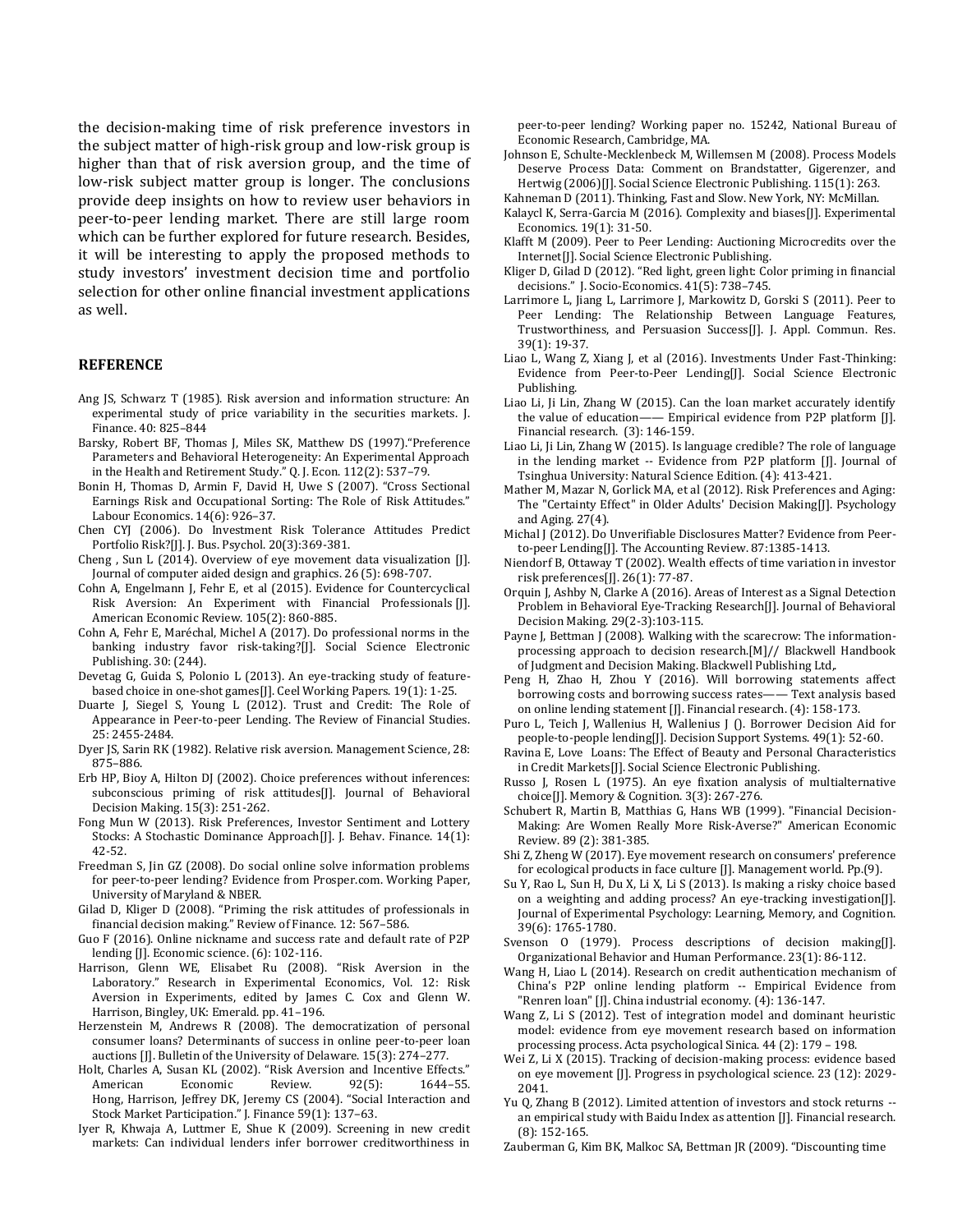the decision-making time of risk preference investors in the subject matter of high-risk group and low-risk group is higher than that of risk aversion group, and the time of low-risk subject matter group is longer. The conclusions provide deep insights on how to review user behaviors in peer-to-peer lending market. There are still large room which can be further explored for future research. Besides, it will be interesting to apply the proposed methods to study investors' investment decision time and portfolio selection for other online financial investment applications as well.

## REFERENCE

Ang JS, Schwarz T (1985). Risk aversion and information structure: An experimental study of price variability in the securities markets. J. Finance. 40: 825–844

Barsky, Robert BF, Thomas J, Miles SK, Matthew DS (1997)."Preference Parameters and Behavioral Heterogeneity: An Experimental Approach in the Health and Retirement Study." Q. J. Econ. 112(2): 537–79.

Bonin H, Thomas D, Armin F, David H, Uwe S (2007). "Cross Sectional Earnings Risk and Occupational Sorting: The Role of Risk Attitudes." Labour Economics. 14(6): 926–37.

Chen CYJ (2006). Do Investment Risk Tolerance Attitudes Predict Portfolio Risk?[J]. J. Bus. Psychol. 20(3):369-381.

Cheng , Sun L (2014). Overview of eye movement data visualization [J]. Journal of computer aided design and graphics. 26 (5): 698-707.

Cohn A, Engelmann J, Fehr E, et al (2015). Evidence for Countercyclical Risk Aversion: An Experiment with Financial Professionals [J]. American Economic Review. 105(2): 860-885.

Cohn A, Fehr E, Maréchal, Michel A (2017). Do professional norms in the banking industry favor risk-taking?[J]. Social Science Electronic Publishing. 30: (244).

Devetag G, Guida S, Polonio L (2013). An eye-tracking study of feature-based choice in one-shot games[J]. Ceel Working Papers. 19(1): 1-25.

Duarte J, Siegel S, Young L (2012). Trust and Credit: The Role of Appearance in Peer-to-peer Lending. The Review of Financial Studies. 25: 2455-2484.

Dyer JS, Sarin RK (1982). Relative risk aversion. Management Science, 28: 875–886.

Erb HP, Bioy A, Hilton DJ (2002). Choice preferences without inferences: subconscious priming of risk attitudes[J]. Journal of Behavioral Decision Making. 15(3): 251-262.

Fong Mun W (2013). Risk Preferences, Investor Sentiment and Lottery Stocks: A Stochastic Dominance Approach[J]. J. Behav. Finance. 14(1): 42-52.

Freedman S, Jin GZ (2008). Do social online solve information problems for peer-to-peer lending? Evidence from Prosper.com. Working Paper, University of Maryland & NBER.

Gilad D, Kliger D (2008). "Priming the risk attitudes of professionals in financial decision making." Review of Finance. 12: 567–586.

Guo F (2016). Online nickname and success rate and default rate of P2P lending [J]. Economic science. (6): 102-116.

Harrison, Glenn WE, Elisabet Ru (2008). "Risk Aversion in the Laboratory." Research in Experimental Economics, Vol. 12: Risk Aversion in Experiments, edited by James C. Cox and Glenn W. Harrison, Bingley, UK: Emerald. pp. 41–196.

Herzenstein M, Andrews R (2008). The democratization of personal consumer loans? Determinants of success in online peer-to-peer loan auctions [J]. Bulletin of the University of Delaware. 15(3): 274–277.

Holt, Charles A, Susan KL (2002). "Risk Aversion and Incentive Effects." American Economic Review. 92(5): 1644–55. Hong, Harrison, Jeffrey DK, Jeremy CS (2004). "Social Interaction and Stock Market Participation." J. Finance 59(1): 137–63.

Iyer R, Khwaja A, Luttmer E, Shue K (2009). Screening in new credit markets: Can individual lenders infer borrower creditworthiness in peer-to-peer lending? Working paper no. 15242, National Bureau of Economic Research, Cambridge, MA.

Johnson E, Schulte-Mecklenbeck M, Willemsen M (2008). Process Models Deserve Process Data: Comment on Brandstatter, Gigerenzer, and Hertwig (2006)[J]. Social Science Electronic Publishing. 115(1): 263.

Kahneman D (2011). Thinking, Fast and Slow. New York, NY: McMillan.

Kalaycl K, Serra-Garcia M (2016). Complexity and biases[J]. Experimental Economics. 19(1): 31-50.

Klafft M (2009). Peer to Peer Lending: Auctioning Microcredits over the Internet[J]. Social Science Electronic Publishing.

Kliger D, Gilad D (2012). "Red light, green light: Color priming in financial decisions." J. Socio-Economics. 41(5): 738–745.

Larrimore L, Jiang L, Larrimore J, Markowitz D, Gorski S (2011). Peer to Peer Lending: The Relationship Between Language Features, Trustworthiness, and Persuasion Success[J]. J. Appl. Commun. Res. 39(1): 19-37.

Liao L, Wang Z, Xiang J, et al (2016). Investments Under Fast-Thinking: Evidence from Peer-to-Peer Lending[J]. Social Science Electronic Publishing.

Liao Li, Ji Lin, Zhang W (2015). Can the loan market accurately identify the value of education—— Empirical evidence from P2P platform [J]. Financial research. (3): 146-159.

Liao Li, Ji Lin, Zhang W (2015). Is language credible? The role of language in the lending market -- Evidence from P2P platform [J]. Journal of Tsinghua University: Natural Science Edition. (4): 413-421.

Mather M, Mazar N, Gorlick MA, et al (2012). Risk Preferences and Aging: The "Certainty Effect" in Older Adults' Decision Making[J]. Psychology and Aging. 27(4).

Michal J (2012). Do Unverifiable Disclosures Matter? Evidence from Peer-to-peer Lending[J]. The Accounting Review. 87:1385-1413.

Niendorf B, Ottaway T (2002). Wealth effects of time variation in investor risk preferences[J]. 26(1): 77-87.

Orquin J, Ashby N, Clarke A (2016). Areas of Interest as a Signal Detection Problem in Behavioral Eye-Tracking Research[J]. Journal of Behavioral Decision Making. 29(2-3):103-115.

Payne J, Bettman J (2008). Walking with the scarecrow: The information-processing approach to decision research.[M]// Blackwell Handbook of Judgment and Decision Making. Blackwell Publishing Ltd,.

Peng H, Zhao H, Zhou Y (2016). Will borrowing statements affect borrowing costs and borrowing success rates—— Text analysis based on online lending statement [J]. Financial research. (4): 158-173.

Puro L, Teich J, Wallenius H, Wallenius J (). Borrower Decision Aid for people-to-people lending[J]. Decision Support Systems. 49(1): 52-60.

Ravina E, Love Loans: The Effect of Beauty and Personal Characteristics in Credit Markets[J]. Social Science Electronic Publishing.

Russo J, Rosen L (1975). An eye fixation analysis of multialternative choice[J]. Memory & Cognition. 3(3): 267-276.

Schubert R, Martin B, Matthias G, Hans WB (1999). "Financial Decision-Making: Are Women Really More Risk-Averse?" American Economic Review. 89 (2): 381-385.

Shi Z, Zheng W (2017). Eye movement research on consumers' preference for ecological products in face culture [J]. Management world. Pp.(9).

Su Y, Rao L, Sun H, Du X, Li X, Li S (2013). Is making a risky choice based on a weighting and adding process? An eye-tracking investigation[J]. Journal of Experimental Psychology: Learning, Memory, and Cognition. 39(6): 1765-1780.

Svenson O (1979). Process descriptions of decision making[J]. Organizational Behavior and Human Performance. 23(1): 86-112.

Wang H, Liao L (2014). Research on credit authentication mechanism of China's P2P online lending platform -- Empirical Evidence from "Renren loan" [J]. China industrial economy. (4): 136-147.

Wang Z, Li S (2012). Test of integration model and dominant heuristic model: evidence from eye movement research based on information processing process. Acta psychological Sinica. 44 (2): 179 – 198.

Wei Z, Li X (2015). Tracking of decision-making process: evidence based on eye movement [J]. Progress in psychological science. 23 (12): 2029-2041.

Yu Q, Zhang B (2012). Limited attention of investors and stock returns -- an empirical study with Baidu Index as attention [J]. Financial research. (8): 152-165.

Zauberman G, Kim BK, Malkoc SA, Bettman JR (2009). "Discounting time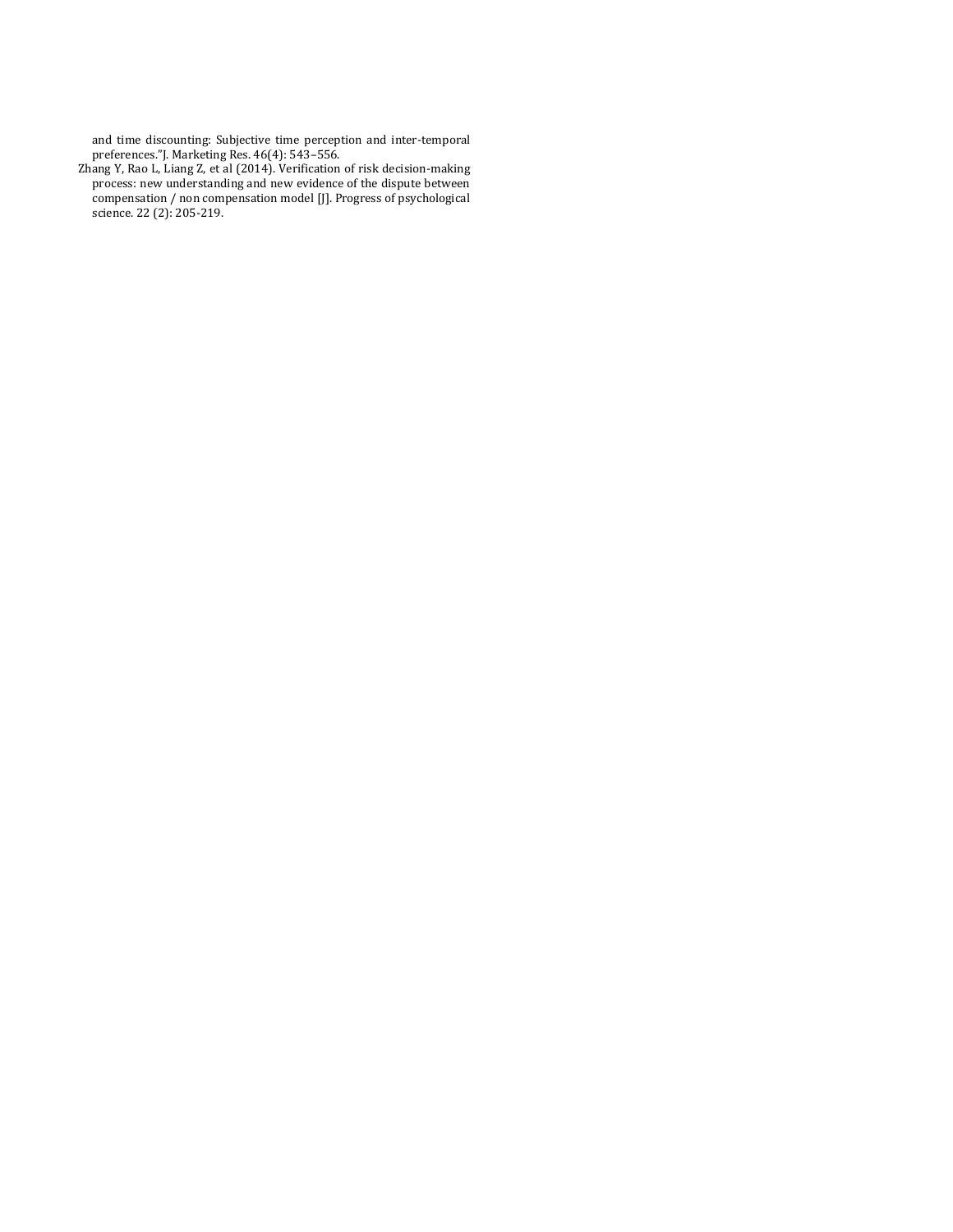and time discounting: Subjective time perception and inter-temporal preferences."J. Marketing Res. 46(4): 543–556.

Zhang Y, Rao L, Liang Z, et al (2014). Verification of risk decision-making process: new understanding and new evidence of the dispute between compensation / non compensation model [J]. Progress of psychological science. 22 (2): 205-219.